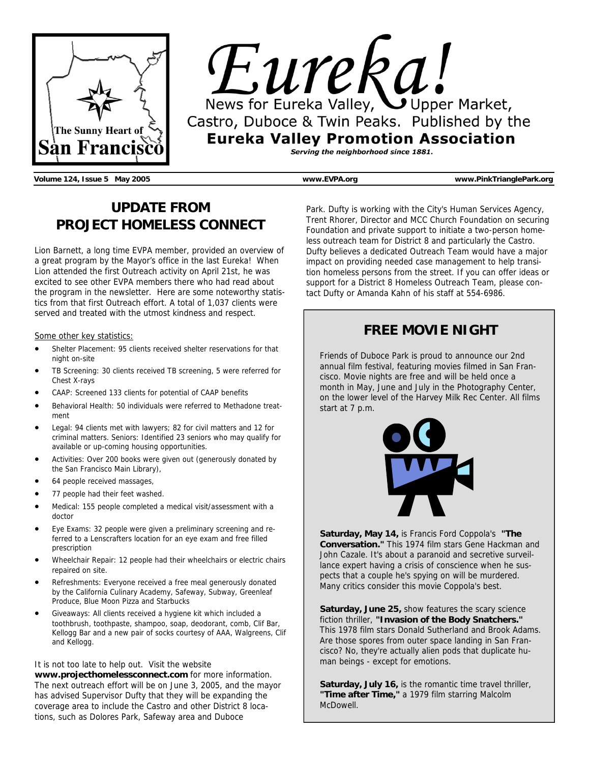# Eureka!

News for Eureka Valley, Upper Market, Castro, Duboce & Twin Peaks. Published by the **Eureka Valley Promotion Association**

***Serving the neighborhood since 1881.***

The Sunny Heart of San Francisco

**Volume 124, Issue 5 May 2005** **www.EVPA.org** **www.PinkTrianglePark.org**

## UPDATE FROM PROJECT HOMELESS CONNECT

Lion Barnett, a long time EVPA member, provided an overview of a great program by the Mayor's office in the last Eureka! When Lion attended the first Outreach activity on April 21st, he was excited to see other EVPA members there who had read about the program in the newsletter. Here are some noteworthy statistics from that first Outreach effort. A total of 1,037 clients were served and treated with the utmost kindness and respect.

Some other key statistics:

- Shelter Placement: 95 clients received shelter reservations for that night on-site
- TB Screening: 30 clients received TB screening, 5 were referred for Chest X-rays
- CAAP: Screened 133 clients for potential of CAAP benefits
- Behavioral Health: 50 individuals were referred to Methadone treatment
- Legal: 94 clients met with lawyers; 82 for civil matters and 12 for criminal matters. Seniors: Identified 23 seniors who may qualify for available or up-coming housing opportunities.
- Activities: Over 200 books were given out (generously donated by the San Francisco Main Library),
- 64 people received massages,
- 77 people had their feet washed.
- Medical: 155 people completed a medical visit/assessment with a doctor
- Eye Exams: 32 people were given a preliminary screening and referred to a Lenscrafters location for an eye exam and free filled prescription
- Wheelchair Repair: 12 people had their wheelchairs or electric chairs repaired on site.
- Refreshments: Everyone received a free meal generously donated by the California Culinary Academy, Safeway, Subway, Greenleaf Produce, Blue Moon Pizza and Starbucks
- Giveaways: All clients received a hygiene kit which included a toothbrush, toothpaste, shampoo, soap, deodorant, comb, Clif Bar, Kellogg Bar and a new pair of socks courtesy of AAA, Walgreens, Clif and Kellogg.

It is not too late to help out. Visit the website **www.projecthomelessconnect.com** for more information. The next outreach effort will be on June 3, 2005, and the mayor has advised Supervisor Dufty that they will be expanding the coverage area to include the Castro and other District 8 locations, such as Dolores Park, Safeway area and Duboce Park. Dufty is working with the City's Human Services Agency, Trent Rhorer, Director and MCC Church Foundation on securing Foundation and private support to initiate a two-person homeless outreach team for District 8 and particularly the Castro. Dufty believes a dedicated Outreach Team would have a major impact on providing needed case management to help transition homeless persons from the street. If you can offer ideas or support for a District 8 Homeless Outreach Team, please contact Dufty or Amanda Kahn of his staff at 554-6986.

## FREE MOVIE NIGHT

Friends of Duboce Park is proud to announce our 2nd annual film festival, featuring movies filmed in San Francisco. Movie nights are free and will be held once a month in May, June and July in the Photography Center, on the lower level of the Harvey Milk Rec Center. All films start at 7 p.m.

**Saturday, May 14,** is Francis Ford Coppola's **"The Conversation."** This 1974 film stars Gene Hackman and John Cazale. It's about a paranoid and secretive surveillance expert having a crisis of conscience when he suspects that a couple he's spying on will be murdered. Many critics consider this movie Coppola's best.

**Saturday, June 25,** show features the scary science fiction thriller, **"Invasion of the Body Snatchers."** This 1978 film stars Donald Sutherland and Brook Adams. Are those spores from outer space landing in San Francisco? No, they're actually alien pods that duplicate human beings - except for emotions.

**Saturday, July 16,** is the romantic time travel thriller, **"Time after Time,"** a 1979 film starring Malcolm McDowell.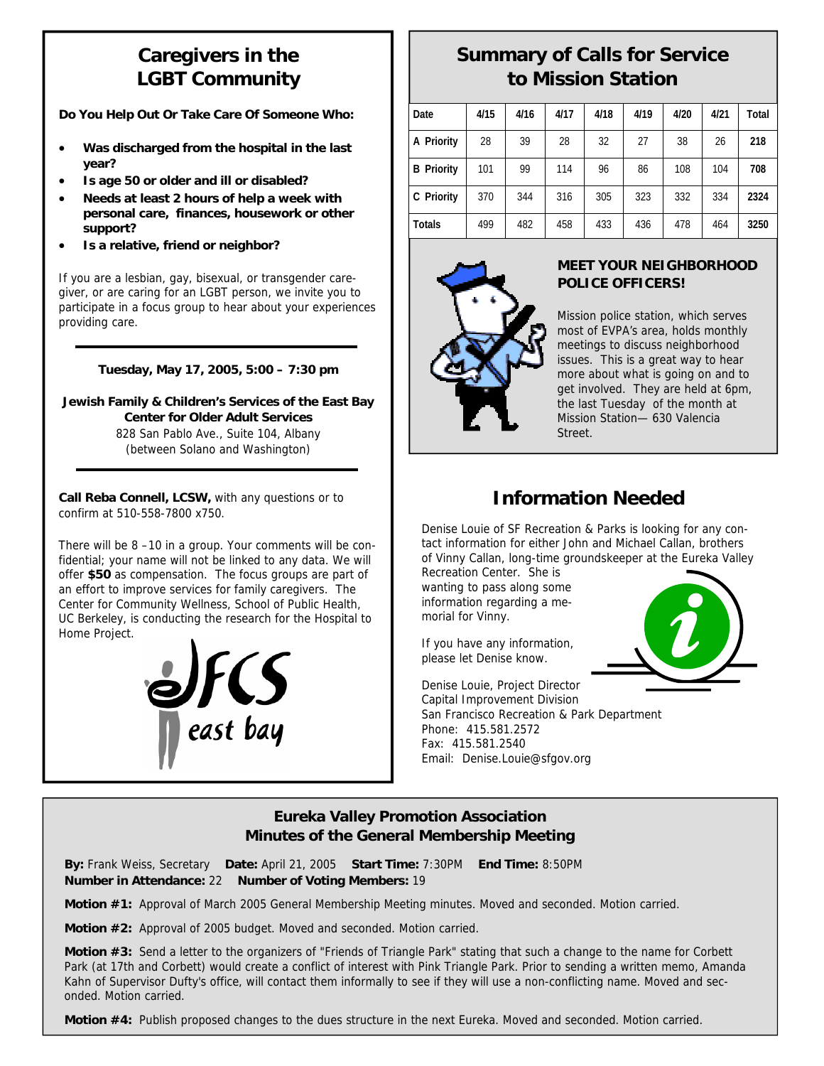## Caregivers in the LGBT Community

**Do You Help Out Or Take Care Of Someone Who:**

- **Was discharged from the hospital in the last year?**
- **Is age 50 or older and ill or disabled?**
- **Needs at least 2 hours of help a week with personal care, finances, housework or other support?**
- **Is a relative, friend or neighbor?**

If you are a lesbian, gay, bisexual, or transgender caregiver, or are caring for an LGBT person, we invite you to participate in a focus group to hear about your experiences providing care.

**Tuesday, May 17, 2005, 5:00 – 7:30 pm**

**Jewish Family & Children's Services of the East Bay**
**Center for Older Adult Services**
828 San Pablo Ave., Suite 104, Albany
(between Solano and Washington)

**Call Reba Connell, LCSW,** with any questions or to confirm at 510-558-7800 x750.

There will be 8 –10 in a group. Your comments will be confidential; your name will not be linked to any data. We will offer **$50** as compensation. The focus groups are part of an effort to improve services for family caregivers. The Center for Community Wellness, School of Public Health, UC Berkeley, is conducting the research for the Hospital to Home Project.

JFCS east bay

## Summary of Calls for Service to Mission Station

| Date | 4/15 | 4/16 | 4/17 | 4/18 | 4/19 | 4/20 | 4/21 | Total |
|---|---|---|---|---|---|---|---|---|
| A Priority | 28 | 39 | 28 | 32 | 27 | 38 | 26 | **218** |
| B Priority | 101 | 99 | 114 | 96 | 86 | 108 | 104 | **708** |
| C Priority | 370 | 344 | 316 | 305 | 323 | 332 | 334 | **2324** |
| Totals | 499 | 482 | 458 | 433 | 436 | 478 | 464 | **3250** |

### MEET YOUR NEIGHBORHOOD POLICE OFFICERS!

Mission police station, which serves most of EVPA's area, holds monthly meetings to discuss neighborhood issues. This is a great way to hear more about what is going on and to get involved. They are held at 6pm, the last Tuesday of the month at Mission Station— 630 Valencia Street.

## Information Needed

Denise Louie of SF Recreation & Parks is looking for any contact information for either John and Michael Callan, brothers of Vinny Callan, long-time groundskeeper at the Eureka Valley Recreation Center. She is wanting to pass along some information regarding a memorial for Vinny.

If you have any information, please let Denise know.

Denise Louie, Project Director
Capital Improvement Division
San Francisco Recreation & Park Department
Phone: 415.581.2572
Fax: 415.581.2540
Email: Denise.Louie@sfgov.org

## Eureka Valley Promotion Association
## Minutes of the General Membership Meeting

**By:** Frank Weiss, Secretary **Date:** April 21, 2005 **Start Time:** 7:30PM **End Time:** 8:50PM
**Number in Attendance:** 22 **Number of Voting Members:** 19

**Motion #1:** Approval of March 2005 General Membership Meeting minutes. Moved and seconded. Motion carried.

**Motion #2:** Approval of 2005 budget. Moved and seconded. Motion carried.

**Motion #3:** Send a letter to the organizers of "Friends of Triangle Park" stating that such a change to the name for Corbett Park (at 17th and Corbett) would create a conflict of interest with Pink Triangle Park. Prior to sending a written memo, Amanda Kahn of Supervisor Dufty's office, will contact them informally to see if they will use a non-conflicting name. Moved and seconded. Motion carried.

**Motion #4:** Publish proposed changes to the dues structure in the next Eureka. Moved and seconded. Motion carried.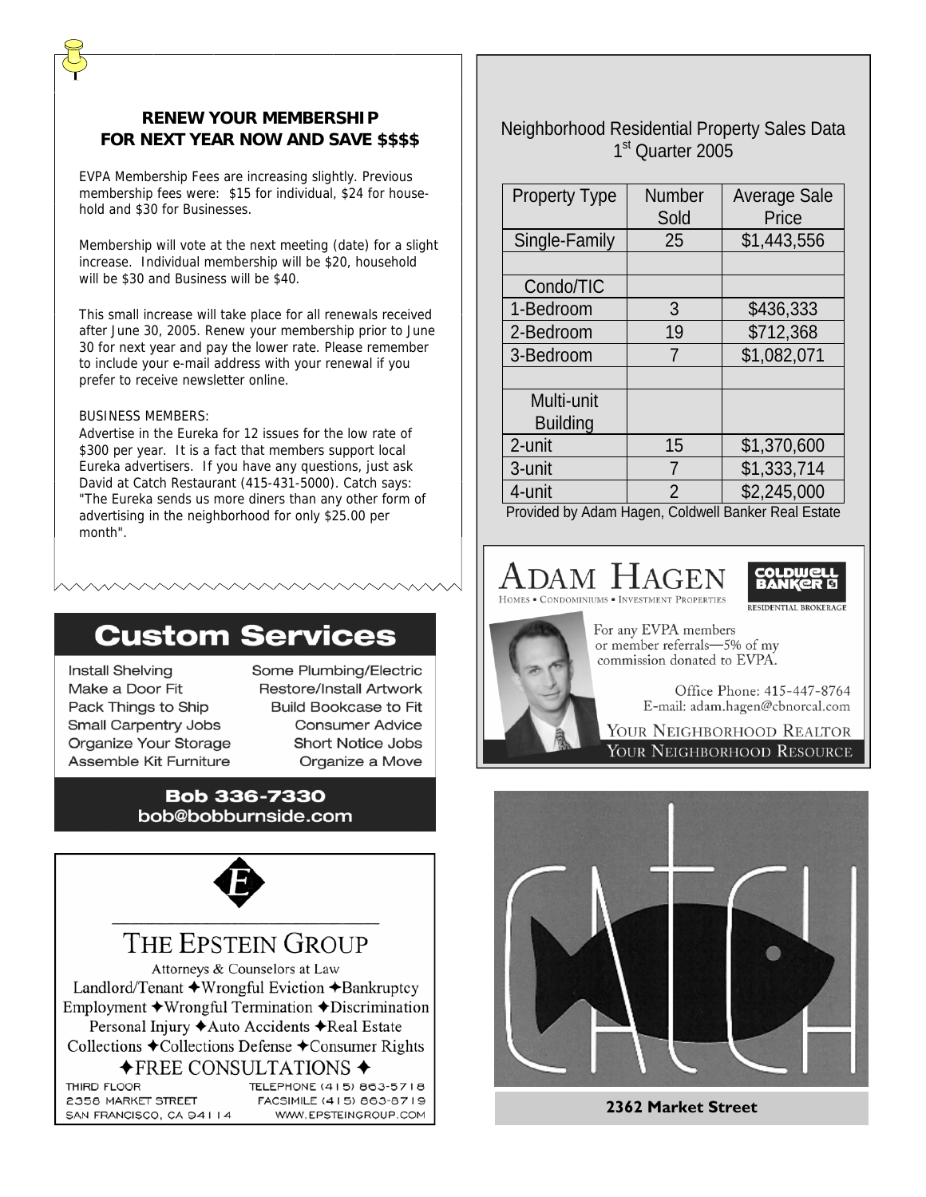## RENEW YOUR MEMBERSHIP FOR NEXT YEAR NOW AND SAVE $$$$

EVPA Membership Fees are increasing slightly. Previous membership fees were: $15 for individual, $24 for household and $30 for Businesses.

Membership will vote at the next meeting (date) for a slight increase. Individual membership will be $20, household will be $30 and Business will be $40.

This small increase will take place for all renewals received after June 30, 2005. Renew your membership prior to June 30 for next year and pay the lower rate. Please remember to include your e-mail address with your renewal if you prefer to receive newsletter online.

BUSINESS MEMBERS:
Advertise in the Eureka for 12 issues for the low rate of $300 per year. It is a fact that members support local Eureka advertisers. If you have any questions, just ask David at Catch Restaurant (415-431-5000). Catch says: "The Eureka sends us more diners than any other form of advertising in the neighborhood for only $25.00 per month".

## Custom Services

- Install Shelving
- Make a Door Fit
- Pack Things to Ship
- Small Carpentry Jobs
- Organize Your Storage
- Assemble Kit Furniture
- Some Plumbing/Electric
- Restore/Install Artwork
- Build Bookcase to Fit
- Consumer Advice
- Short Notice Jobs
- Organize a Move

**Bob 336-7330**
**bob@bobburnside.com**

## THE EPSTEIN GROUP

Attorneys & Counselors at Law

Landlord/Tenant ✦ Wrongful Eviction ✦ Bankruptcy
Employment ✦ Wrongful Termination ✦ Discrimination
Personal Injury ✦ Auto Accidents ✦ Real Estate
Collections ✦ Collections Defense ✦ Consumer Rights

✦ FREE CONSULTATIONS ✦

THIRD FLOOR
2358 MARKET STREET
SAN FRANCISCO, CA 94114

TELEPHONE (415) 863-5718
FACSIMILE (415) 863-8719
WWW.EPSTEINGROUP.COM

## Neighborhood Residential Property Sales Data 1st Quarter 2005

| Property Type | Number Sold | Average Sale Price |
|---|---|---|
| Single-Family | 25 | $1,443,556 |
| | | |
| Condo/TIC | | |
| 1-Bedroom | 3 | $436,333 |
| 2-Bedroom | 19 | $712,368 |
| 3-Bedroom | 7 | $1,082,071 |
| | | |
| Multi-unit Building | | |
| 2-unit | 15 | $1,370,600 |
| 3-unit | 7 | $1,333,714 |
| 4-unit | 2 | $2,245,000 |

Provided by Adam Hagen, Coldwell Banker Real Estate

## ADAM HAGEN

HOMES • CONDOMINIUMS • INVESTMENT PROPERTIES

COLDWELL BANKER
RESIDENTIAL BROKERAGE

For any EVPA members or member referrals—5% of my commission donated to EVPA.

Office Phone: 415-447-8764
E-mail: adam.hagen@cbnorcal.com

YOUR NEIGHBORHOOD REALTOR
YOUR NEIGHBORHOOD RESOURCE

CATCH

**2362 Market Street**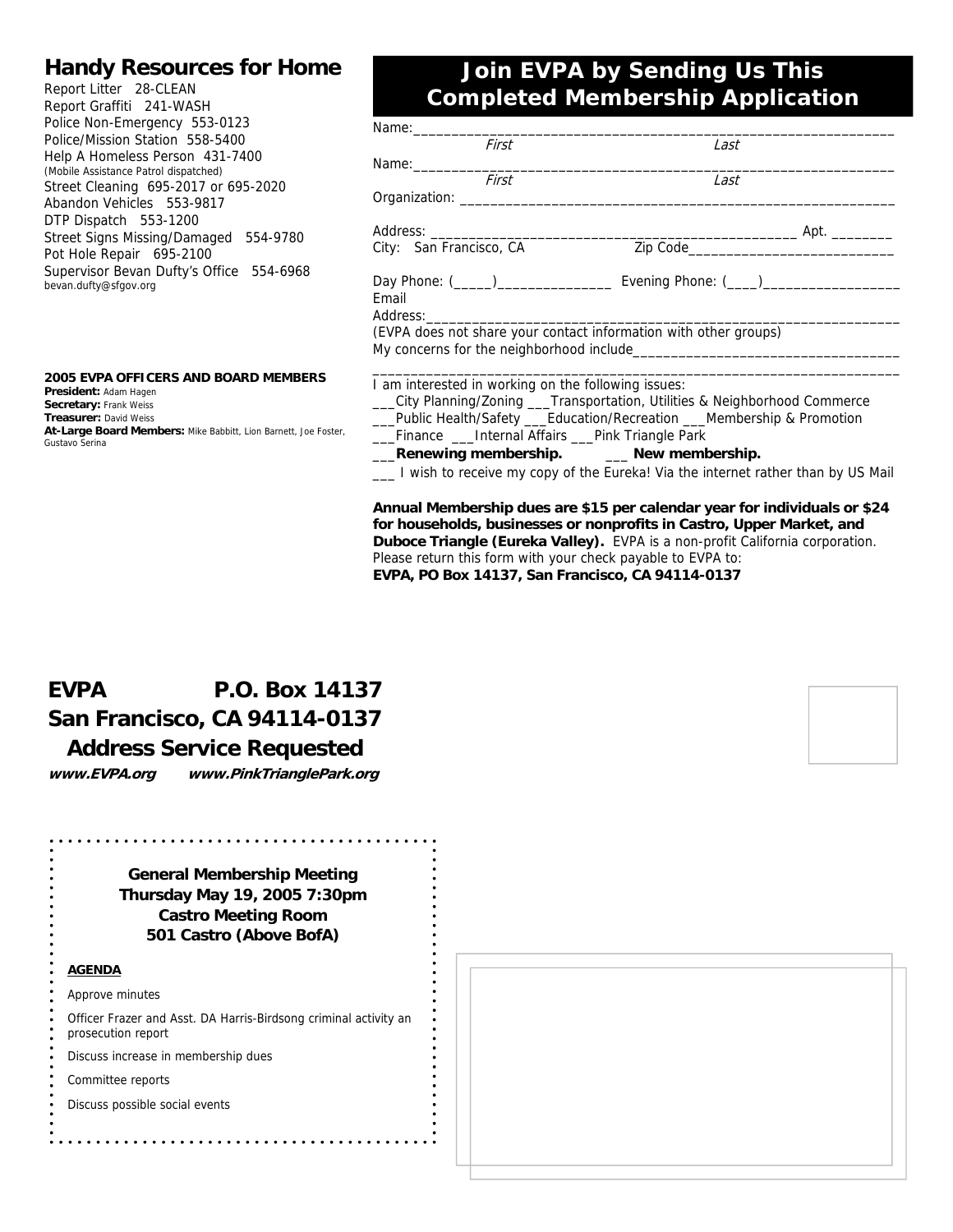## Handy Resources for Home

Report Litter 28-CLEAN
Report Graffiti 241-WASH
Police Non-Emergency 553-0123
Police/Mission Station 558-5400
Help A Homeless Person 431-7400
(Mobile Assistance Patrol dispatched)
Street Cleaning 695-2017 or 695-2020
Abandon Vehicles 553-9817
DTP Dispatch 553-1200
Street Signs Missing/Damaged 554-9780
Pot Hole Repair 695-2100
Supervisor Bevan Dufty's Office 554-6968
bevan.dufty@sfgov.org

**2005 EVPA OFFICERS AND BOARD MEMBERS**
**President:** Adam Hagen
**Secretary:** Frank Weiss
**Treasurer:** David Weiss
**At-Large Board Members:** Mike Babbitt, Lion Barnett, Joe Foster, Gustavo Serina

## Join EVPA by Sending Us This Completed Membership Application

Name:__________________________________________________________________
*First* *Last*
Name:__________________________________________________________________
*First* *Last*
Organization: ___________________________________________________________

Address: _______________________________________________ Apt. ________
City: San Francisco, CA Zip Code___________________________

Day Phone: (_____)_______________ Evening Phone: (____)__________________
Email
Address:_________________________________________________________________
(EVPA does not share your contact information with other groups)
My concerns for the neighborhood include____________________________________
_________________________________________________________________________
I am interested in working on the following issues:
___City Planning/Zoning ___Transportation, Utilities & Neighborhood Commerce
___Public Health/Safety ___Education/Recreation ___Membership & Promotion
___Finance ___Internal Affairs ___Pink Triangle Park
___**Renewing membership.** ___ **New membership.**
___ I wish to receive my copy of the Eureka! Via the internet rather than by US Mail

**Annual Membership dues are $15 per calendar year for individuals or $24 for households, businesses or nonprofits in Castro, Upper Market, and Duboce Triangle (Eureka Valley).** EVPA is a non-profit California corporation. Please return this form with your check payable to EVPA to:
**EVPA, PO Box 14137, San Francisco, CA 94114-0137**

**EVPA P.O. Box 14137**
**San Francisco, CA 94114-0137**
**Address Service Requested**
***www.EVPA.org www.PinkTrianglePark.org***

**General Membership Meeting**
**Thursday May 19, 2005 7:30pm**
**Castro Meeting Room**
**501 Castro (Above BofA)**

**AGENDA**

- Approve minutes
- Officer Frazer and Asst. DA Harris-Birdsong criminal activity an prosecution report
- Discuss increase in membership dues
- Committee reports
- Discuss possible social events